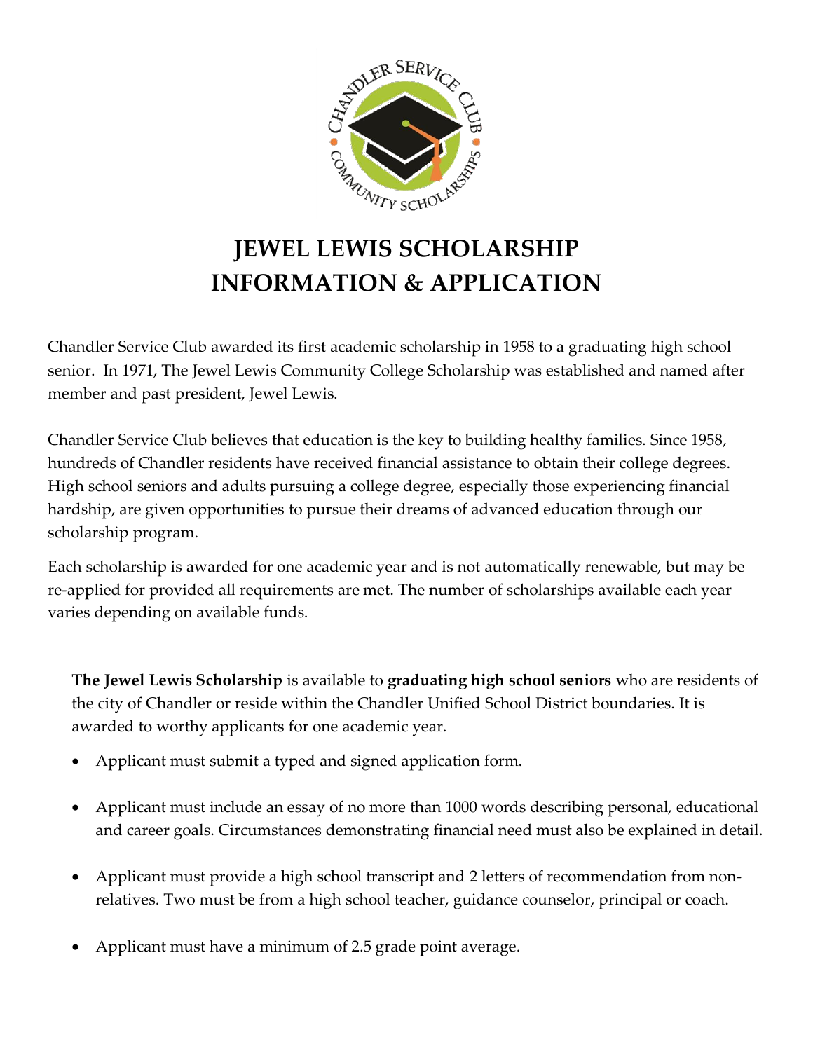# JEWEL LEWIS SCHOLARSHIP INFORMATION & APPLICATION

Chandler Service Club awarded its first academic scholarship in 1958 to a graduating high school senior. In 1971, The Jewel Lewis Community College Scholarship was established and named after member and past president, Jewel Lewis.

Chandler Service Club believes that education is the key to building healthy families. Since 1958, hundreds of Chandler residents have received financial assistance to obtain their college degrees. High school seniors and adults pursuing a college degree, especially those experiencing financial hardship, are given opportunities to pursue their dreams of advanced education through our scholarship program.

Each scholarship is awarded for one academic year and is not automatically renewable, but may be re-applied for provided all requirements are met. The number of scholarships available each year varies depending on available funds.

**The Jewel Lewis Scholarship** is available to **graduating high school seniors** who are residents of the city of Chandler or reside within the Chandler Unified School District boundaries. It is awarded to worthy applicants for one academic year.

- Applicant must submit a typed and signed application form.
- Applicant must include an essay of no more than 1000 words describing personal, educational and career goals. Circumstances demonstrating financial need must also be explained in detail.
- Applicant must provide a high school transcript and 2 letters of recommendation from non-relatives. Two must be from a high school teacher, guidance counselor, principal or coach.
- Applicant must have a minimum of 2.5 grade point average.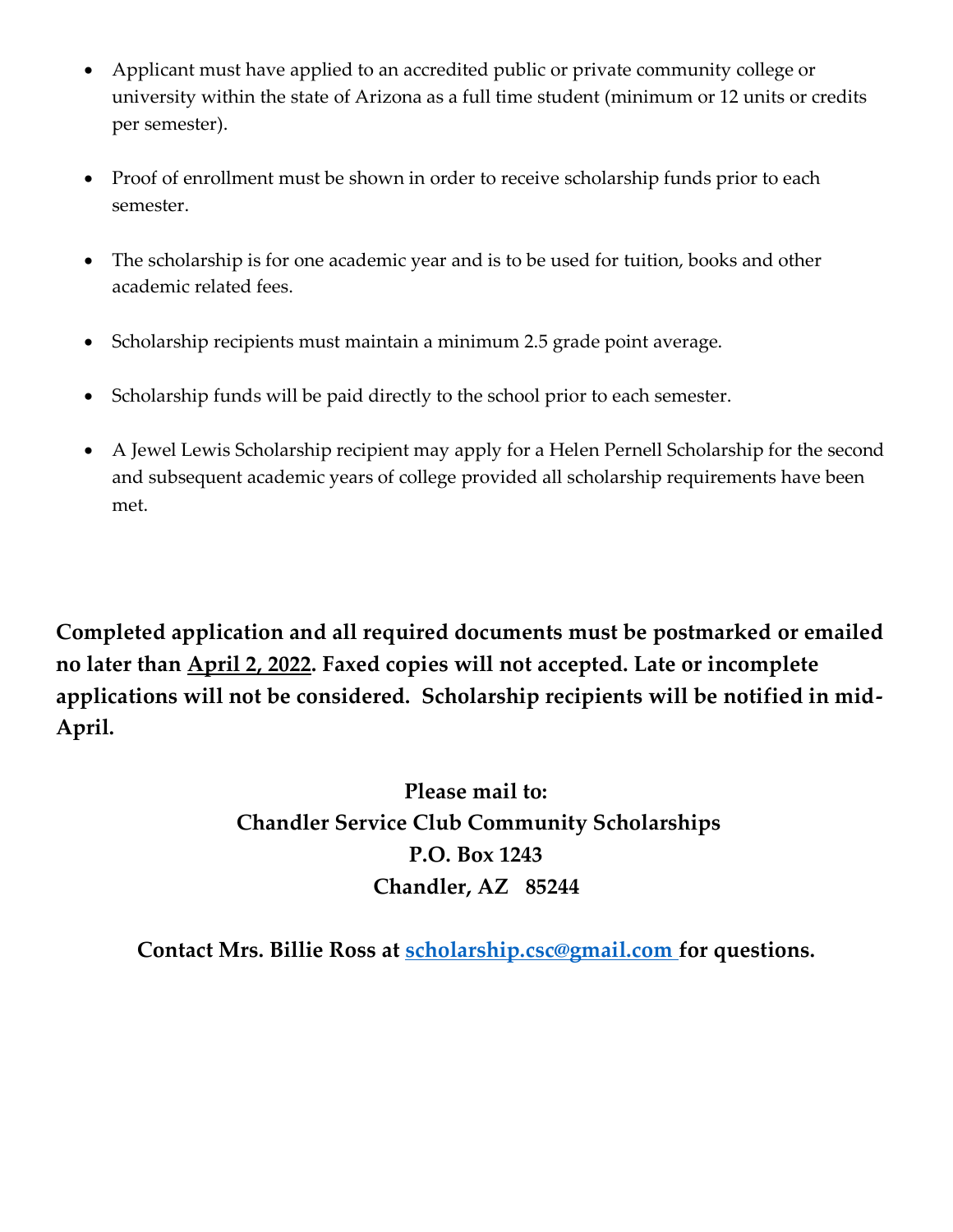- Applicant must have applied to an accredited public or private community college or university within the state of Arizona as a full time student (minimum or 12 units or credits per semester).

- Proof of enrollment must be shown in order to receive scholarship funds prior to each semester.

- The scholarship is for one academic year and is to be used for tuition, books and other academic related fees.

- Scholarship recipients must maintain a minimum 2.5 grade point average.

- Scholarship funds will be paid directly to the school prior to each semester.

- A Jewel Lewis Scholarship recipient may apply for a Helen Pernell Scholarship for the second and subsequent academic years of college provided all scholarship requirements have been met.

**Completed application and all required documents must be postmarked or emailed no later than <u>April 2, 2022</u>. Faxed copies will not accepted. Late or incomplete applications will not be considered. Scholarship recipients will be notified in mid-April.**

**Please mail to:**
**Chandler Service Club Community Scholarships**
**P.O. Box 1243**
**Chandler, AZ 85244**

**Contact Mrs. Billie Ross at [scholarship.csc@gmail.com](mailto:scholarship.csc@gmail.com) for questions.**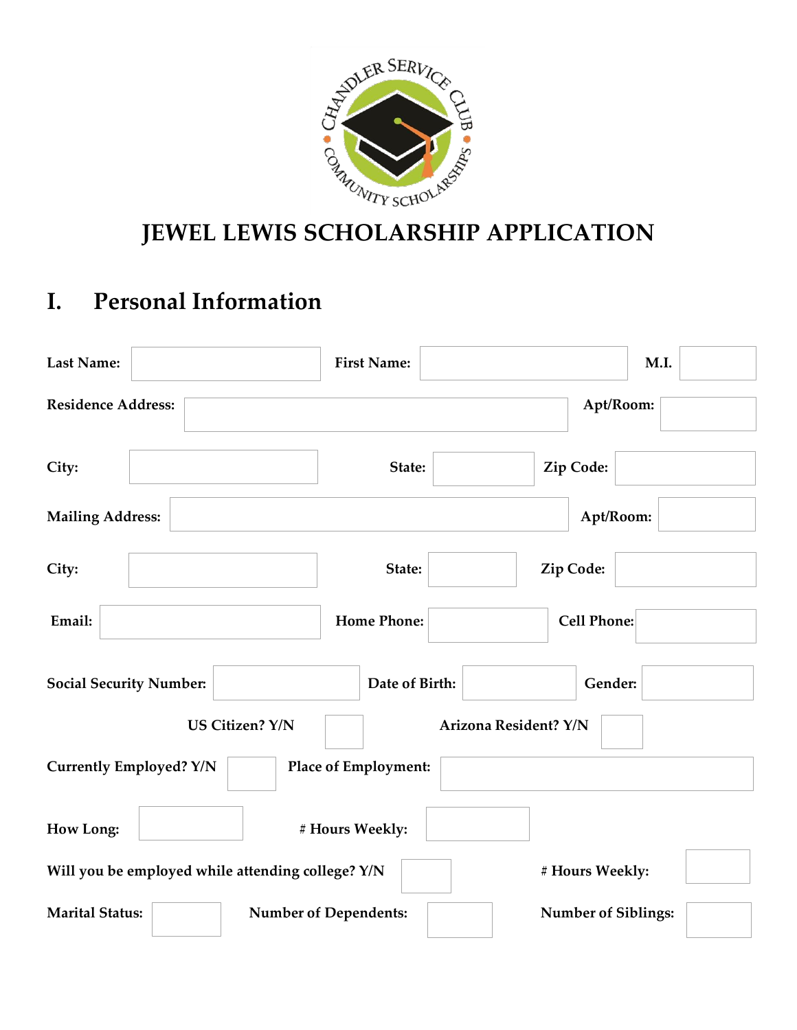# JEWEL LEWIS SCHOLARSHIP APPLICATION

## I. Personal Information

**Last Name:** &nbsp;&nbsp; **First Name:** &nbsp;&nbsp; **M.I.**

**Residence Address:** &nbsp;&nbsp; **Apt/Room:**

**City:** &nbsp;&nbsp; **State:** &nbsp;&nbsp; **Zip Code:**

**Mailing Address:** &nbsp;&nbsp; **Apt/Room:**

**City:** &nbsp;&nbsp; **State:** &nbsp;&nbsp; **Zip Code:**

**Email:** &nbsp;&nbsp; **Home Phone:** &nbsp;&nbsp; **Cell Phone:**

**Social Security Number:** &nbsp;&nbsp; **Date of Birth:** &nbsp;&nbsp; **Gender:**

**US Citizen? Y/N** &nbsp;&nbsp; **Arizona Resident? Y/N**

**Currently Employed? Y/N** &nbsp;&nbsp; **Place of Employment:**

**How Long:** &nbsp;&nbsp; **# Hours Weekly:**

**Will you be employed while attending college? Y/N** &nbsp;&nbsp; **# Hours Weekly:**

**Marital Status:** &nbsp;&nbsp; **Number of Dependents:** &nbsp;&nbsp; **Number of Siblings:**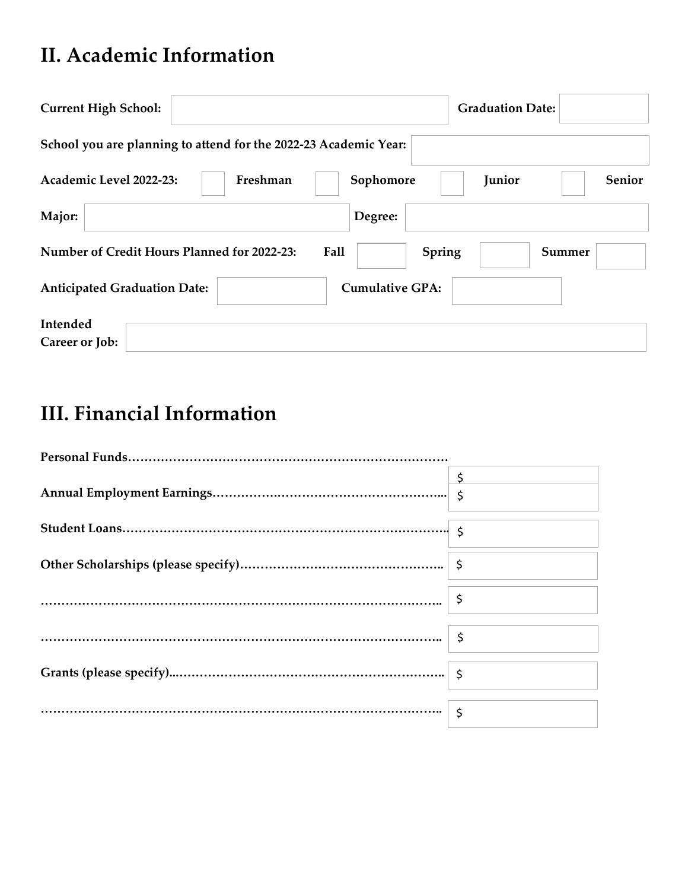## II. Academic Information

**Current High School:** ____________________ **Graduation Date:** __________

**School you are planning to attend for the 2022-23 Academic Year:** ____________________

**Academic Level 2022-23:** ☐ **Freshman** ☐ **Sophomore** ☐ **Junior** ☐ **Senior**

**Major:** ____________________ **Degree:** ____________________

**Number of Credit Hours Planned for 2022-23:** **Fall** ______ **Spring** ______ **Summer** ______

**Anticipated Graduation Date:** __________ **Cumulative GPA:** __________

**Intended Career or Job:** ____________________

## III. Financial Information

| | |
|---|---|
| **Personal Funds……………………………………………………………………** | $ |
| **Annual Employment Earnings…………….……………………………………..** | $ |
| **Student Loans……………………………………………………………………..** | $ |
| **Other Scholarships (please specify)………………………………………..** | $ |
| **……………………………………………………………………………………..** | $ |
| **……………………………………………………………………………………..** | $ |
| **Grants (please specify)...………………………………………………………..** | $ |
| **……………………………………………………………………………………..** | $ |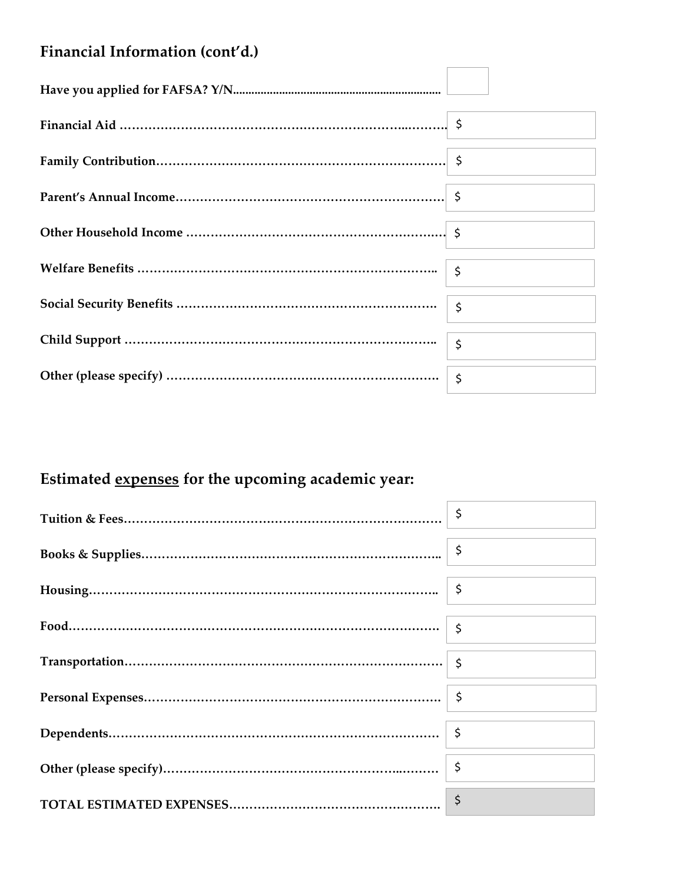## Financial Information (cont'd.)

| | |
|---|---|
| **Have you applied for FAFSA? Y/N** | |
| **Financial Aid** | $ |
| **Family Contribution** | $ |
| **Parent's Annual Income** | $ |
| **Other Household Income** | $ |
| **Welfare Benefits** | $ |
| **Social Security Benefits** | $ |
| **Child Support** | $ |
| **Other (please specify)** | $ |

## Estimated expenses for the upcoming academic year:

| | |
|---|---|
| **Tuition & Fees** | $ |
| **Books & Supplies** | $ |
| **Housing** | $ |
| **Food** | $ |
| **Transportation** | $ |
| **Personal Expenses** | $ |
| **Dependents** | $ |
| **Other (please specify)** | $ |
| **TOTAL ESTIMATED EXPENSES** | $ |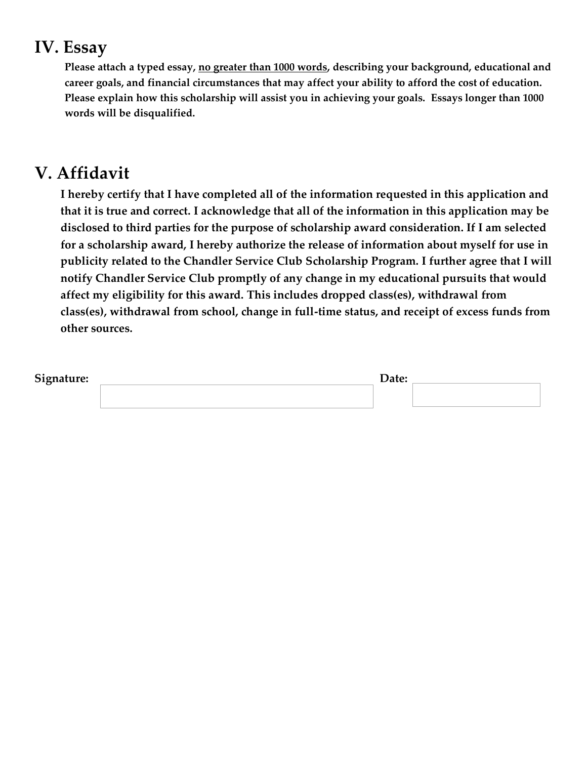## IV. Essay

**Please attach a typed essay, <u>no greater than 1000 words</u>, describing your background, educational and career goals, and financial circumstances that may affect your ability to afford the cost of education. Please explain how this scholarship will assist you in achieving your goals. Essays longer than 1000 words will be disqualified.**

## V. Affidavit

**I hereby certify that I have completed all of the information requested in this application and that it is true and correct. I acknowledge that all of the information in this application may be disclosed to third parties for the purpose of scholarship award consideration. If I am selected for a scholarship award, I hereby authorize the release of information about myself for use in publicity related to the Chandler Service Club Scholarship Program. I further agree that I will notify Chandler Service Club promptly of any change in my educational pursuits that would affect my eligibility for this award. This includes dropped class(es), withdrawal from class(es), withdrawal from school, change in full-time status, and receipt of excess funds from other sources.**

**Signature:** ____________________ **Date:** ____________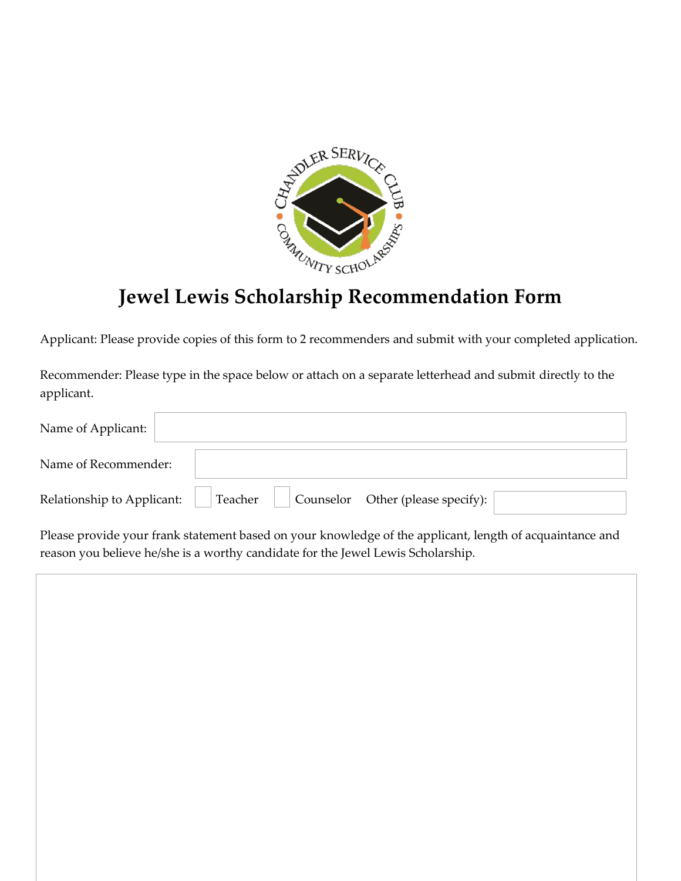# Jewel Lewis Scholarship Recommendation Form

Applicant: Please provide copies of this form to 2 recommenders and submit with your completed application.

Recommender: Please type in the space below or attach on a separate letterhead and submit directly to the applicant.

Name of Applicant:

Name of Recommender:

Relationship to Applicant: ☐ Teacher ☐ Counselor Other (please specify):

Please provide your frank statement based on your knowledge of the applicant, length of acquaintance and reason you believe he/she is a worthy candidate for the Jewel Lewis Scholarship.